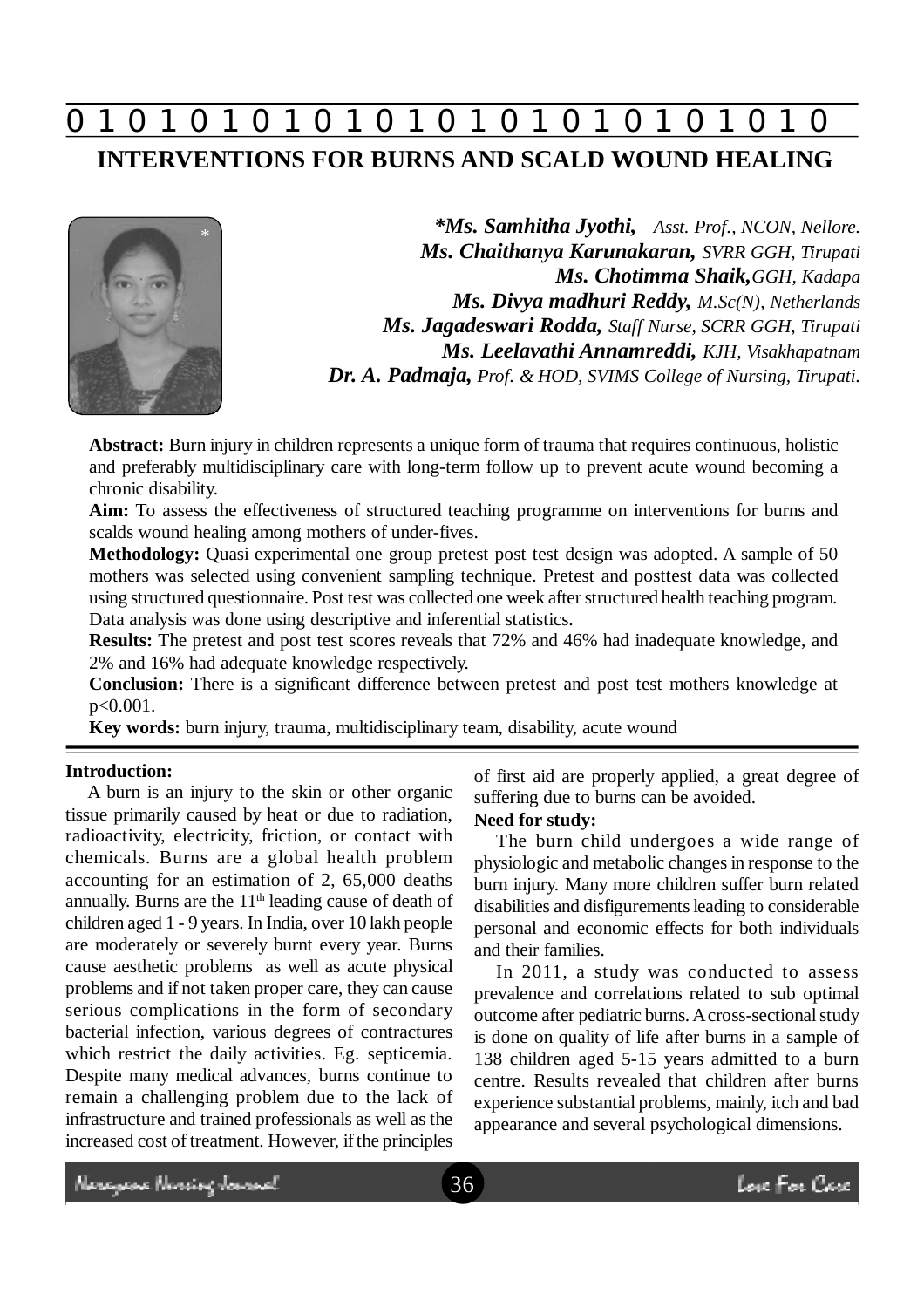# INTERVENTIONS FOR BURNS AND SCALD WOUND HEALING

***Ms. Samhitha Jyothi,** *Asst. Prof., NCON, Nellore.*
***Ms. Chaithanya Karunakaran,*** *SVRR GGH, Tirupati*
***Ms. Chotimma Shaik,*** *GGH, Kadapa*
***Ms. Divya madhuri Reddy,*** *M.Sc(N), Netherlands*
***Ms. Jagadeswari Rodda,*** *Staff Nurse, SCRR GGH, Tirupati*
***Ms. Leelavathi Annamreddi,*** *KJH, Visakhapatnam*
***Dr. A. Padmaja,*** *Prof. & HOD, SVIMS College of Nursing, Tirupati.*

**Abstract:** Burn injury in children represents a unique form of trauma that requires continuous, holistic and preferably multidisciplinary care with long-term follow up to prevent acute wound becoming a chronic disability.

**Aim:** To assess the effectiveness of structured teaching programme on interventions for burns and scalds wound healing among mothers of under-fives.

**Methodology:** Quasi experimental one group pretest post test design was adopted. A sample of 50 mothers was selected using convenient sampling technique. Pretest and posttest data was collected using structured questionnaire. Post test was collected one week after structured health teaching program. Data analysis was done using descriptive and inferential statistics.

**Results:** The pretest and post test scores reveals that 72% and 46% had inadequate knowledge, and 2% and 16% had adequate knowledge respectively.

**Conclusion:** There is a significant difference between pretest and post test mothers knowledge at $p<0.001$.

**Key words:** burn injury, trauma, multidisciplinary team, disability, acute wound

**Introduction:**

A burn is an injury to the skin or other organic tissue primarily caused by heat or due to radiation, radioactivity, electricity, friction, or contact with chemicals. Burns are a global health problem accounting for an estimation of 2, 65,000 deaths annually. Burns are the 11th leading cause of death of children aged 1 - 9 years. In India, over 10 lakh people are moderately or severely burnt every year. Burns cause aesthetic problems as well as acute physical problems and if not taken proper care, they can cause serious complications in the form of secondary bacterial infection, various degrees of contractures which restrict the daily activities. Eg. septicemia. Despite many medical advances, burns continue to remain a challenging problem due to the lack of infrastructure and trained professionals as well as the increased cost of treatment. However, if the principles of first aid are properly applied, a great degree of suffering due to burns can be avoided.

**Need for study:**

The burn child undergoes a wide range of physiologic and metabolic changes in response to the burn injury. Many more children suffer burn related disabilities and disfigurements leading to considerable personal and economic effects for both individuals and their families.

In 2011, a study was conducted to assess prevalence and correlations related to sub optimal outcome after pediatric burns. A cross-sectional study is done on quality of life after burns in a sample of 138 children aged 5-15 years admitted to a burn centre. Results revealed that children after burns experience substantial problems, mainly, itch and bad appearance and several psychological dimensions.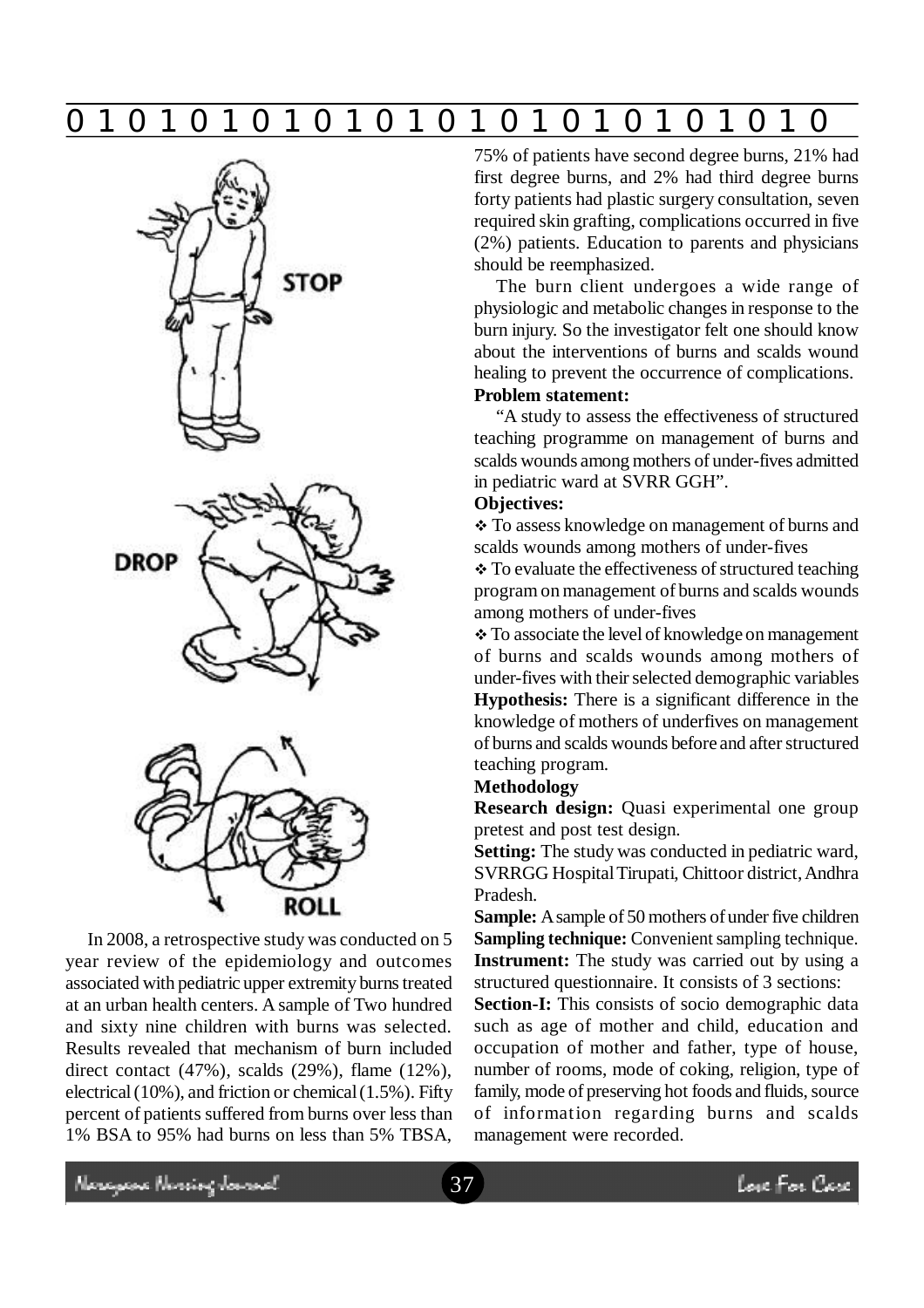In 2008, a retrospective study was conducted on 5 year review of the epidemiology and outcomes associated with pediatric upper extremity burns treated at an urban health centers. A sample of Two hundred and sixty nine children with burns was selected. Results revealed that mechanism of burn included direct contact (47%), scalds (29%), flame (12%), electrical (10%), and friction or chemical (1.5%). Fifty percent of patients suffered from burns over less than 1% BSA to 95% had burns on less than 5% TBSA, 75% of patients have second degree burns, 21% had first degree burns, and 2% had third degree burns forty patients had plastic surgery consultation, seven required skin grafting, complications occurred in five (2%) patients. Education to parents and physicians should be reemphasized.

The burn client undergoes a wide range of physiologic and metabolic changes in response to the burn injury. So the investigator felt one should know about the interventions of burns and scalds wound healing to prevent the occurrence of complications.

**Problem statement:**

"A study to assess the effectiveness of structured teaching programme on management of burns and scalds wounds among mothers of under-fives admitted in pediatric ward at SVRR GGH".

**Objectives:**

- To assess knowledge on management of burns and scalds wounds among mothers of under-fives
- To evaluate the effectiveness of structured teaching program on management of burns and scalds wounds among mothers of under-fives
- To associate the level of knowledge on management of burns and scalds wounds among mothers of under-fives with their selected demographic variables

**Hypothesis:** There is a significant difference in the knowledge of mothers of underfives on management of burns and scalds wounds before and after structured teaching program.

**Methodology**

**Research design:** Quasi experimental one group pretest and post test design.

**Setting:** The study was conducted in pediatric ward, SVRRGG Hospital Tirupati, Chittoor district, Andhra Pradesh.

**Sample:** A sample of 50 mothers of under five children

**Sampling technique:** Convenient sampling technique.

**Instrument:** The study was carried out by using a structured questionnaire. It consists of 3 sections:

**Section-I:** This consists of socio demographic data such as age of mother and child, education and occupation of mother and father, type of house, number of rooms, mode of coking, religion, type of family, mode of preserving hot foods and fluids, source of information regarding burns and scalds management were recorded.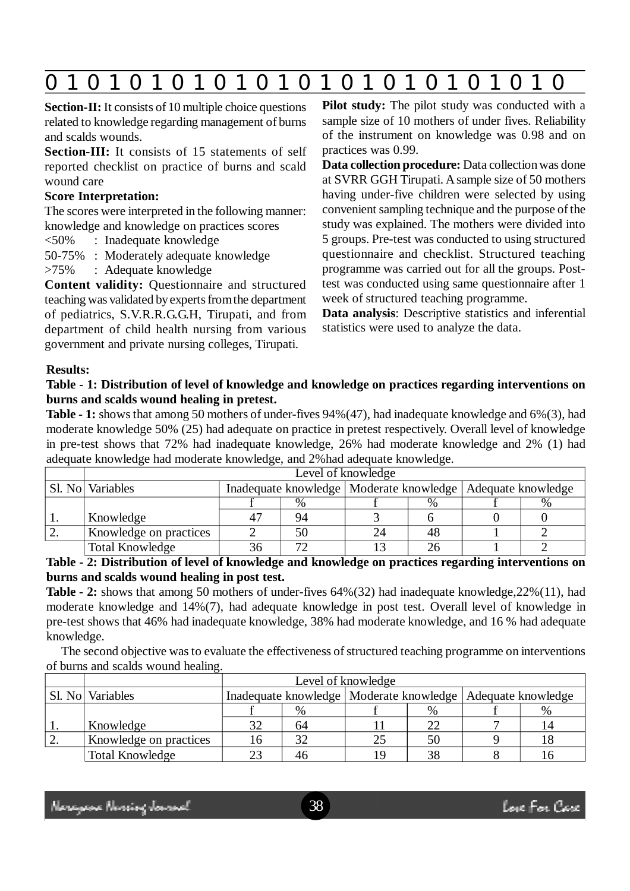**Section-II:** It consists of 10 multiple choice questions related to knowledge regarding management of burns and scalds wounds.

**Section-III:** It consists of 15 statements of self reported checklist on practice of burns and scald wound care

**Score Interpretation:**

The scores were interpreted in the following manner: knowledge and knowledge on practices scores

<50% : Inadequate knowledge

50-75% : Moderately adequate knowledge

>75% : Adequate knowledge

**Content validity:** Questionnaire and structured teaching was validated by experts from the department of pediatrics, S.V.R.R.G.G.H, Tirupati, and from department of child health nursing from various government and private nursing colleges, Tirupati.

**Pilot study:** The pilot study was conducted with a sample size of 10 mothers of under fives. Reliability of the instrument on knowledge was 0.98 and on practices was 0.99.

**Data collection procedure:** Data collection was done at SVRR GGH Tirupati. A sample size of 50 mothers having under-five children were selected by using convenient sampling technique and the purpose of the study was explained. The mothers were divided into 5 groups. Pre-test was conducted to using structured questionnaire and checklist. Structured teaching programme was carried out for all the groups. Post-test was conducted using same questionnaire after 1 week of structured teaching programme.

**Data analysis**: Descriptive statistics and inferential statistics were used to analyze the data.

**Results:**

**Table - 1: Distribution of level of knowledge and knowledge on practices regarding interventions on burns and scalds wound healing in pretest.**

**Table - 1:** shows that among 50 mothers of under-fives 94%(47), had inadequate knowledge and 6%(3), had moderate knowledge 50% (25) had adequate on practice in pretest respectively. Overall level of knowledge in pre-test shows that 72% had inadequate knowledge, 26% had moderate knowledge and 2% (1) had adequate knowledge had moderate knowledge, and 2%had adequate knowledge.

| | | Level of knowledge | | | | | |
|---|---|---|---|---|---|---|---|
| Sl. No | Variables | Inadequate knowledge | | Moderate knowledge | | Adequate knowledge | |
| | | f | % | f | % | f | % |
| 1. | Knowledge | 47 | 94 | 3 | 6 | 0 | 0 |
| 2. | Knowledge on practices | 2 | 50 | 24 | 48 | 1 | 2 |
| | Total Knowledge | 36 | 72 | 13 | 26 | 1 | 2 |

**Table - 2: Distribution of level of knowledge and knowledge on practices regarding interventions on burns and scalds wound healing in post test.**

**Table - 2:** shows that among 50 mothers of under-fives 64%(32) had inadequate knowledge,22%(11), had moderate knowledge and 14%(7), had adequate knowledge in post test. Overall level of knowledge in pre-test shows that 46% had inadequate knowledge, 38% had moderate knowledge, and 16 % had adequate knowledge.

The second objective was to evaluate the effectiveness of structured teaching programme on interventions of burns and scalds wound healing.

| | | Level of knowledge | | | | | |
|---|---|---|---|---|---|---|---|
| Sl. No | Variables | Inadequate knowledge | | Moderate knowledge | | Adequate knowledge | |
| | | f | % | f | % | f | % |
| 1. | Knowledge | 32 | 64 | 11 | 22 | 7 | 14 |
| 2. | Knowledge on practices | 16 | 32 | 25 | 50 | 9 | 18 |
| | Total Knowledge | 23 | 46 | 19 | 38 | 8 | 16 |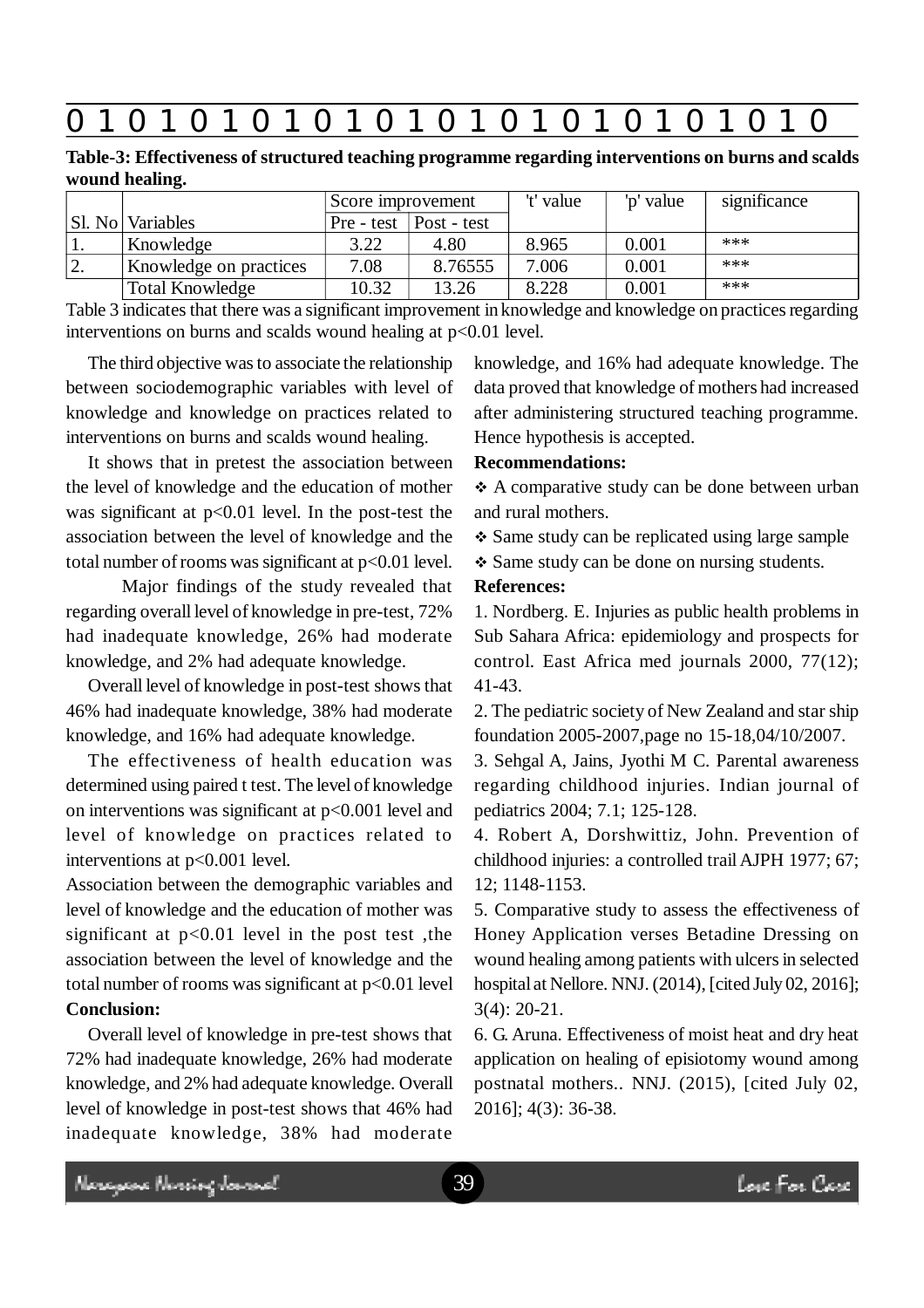**Table-3: Effectiveness of structured teaching programme regarding interventions on burns and scalds wound healing.**

| Sl. No | Variables | Score improvement | | 't' value | 'p' value | significance |
|---|---|---|---|---|---|---|
| | | Pre - test | Post - test | | | |
| 1. | Knowledge | 3.22 | 4.80 | 8.965 | 0.001 | *** |
| 2. | Knowledge on practices | 7.08 | 8.76555 | 7.006 | 0.001 | *** |
| | Total Knowledge | 10.32 | 13.26 | 8.228 | 0.001 | *** |

Table 3 indicates that there was a significant improvement in knowledge and knowledge on practices regarding interventions on burns and scalds wound healing at $p<0.01$ level.

The third objective was to associate the relationship between sociodemographic variables with level of knowledge and knowledge on practices related to interventions on burns and scalds wound healing.

It shows that in pretest the association between the level of knowledge and the education of mother was significant at $p<0.01$ level. In the post-test the association between the level of knowledge and the total number of rooms was significant at $p<0.01$ level.

Major findings of the study revealed that regarding overall level of knowledge in pre-test, 72% had inadequate knowledge, 26% had moderate knowledge, and 2% had adequate knowledge.

Overall level of knowledge in post-test shows that 46% had inadequate knowledge, 38% had moderate knowledge, and 16% had adequate knowledge.

The effectiveness of health education was determined using paired t test. The level of knowledge on interventions was significant at $p<0.001$ level and level of knowledge on practices related to interventions at $p<0.001$ level.

Association between the demographic variables and level of knowledge and the education of mother was significant at $p<0.01$ level in the post test ,the association between the level of knowledge and the total number of rooms was significant at $p<0.01$ level

**Conclusion:**

Overall level of knowledge in pre-test shows that 72% had inadequate knowledge, 26% had moderate knowledge, and 2% had adequate knowledge. Overall level of knowledge in post-test shows that 46% had inadequate knowledge, 38% had moderate knowledge, and 16% had adequate knowledge. The data proved that knowledge of mothers had increased after administering structured teaching programme. Hence hypothesis is accepted.

**Recommendations:**

- A comparative study can be done between urban and rural mothers.
- Same study can be replicated using large sample
- Same study can be done on nursing students.

**References:**

1. Nordberg. E. Injuries as public health problems in Sub Sahara Africa: epidemiology and prospects for control. East Africa med journals 2000, 77(12); 41-43.
2. The pediatric society of New Zealand and star ship foundation 2005-2007,page no 15-18,04/10/2007.
3. Sehgal A, Jains, Jyothi M C. Parental awareness regarding childhood injuries. Indian journal of pediatrics 2004; 7.1; 125-128.
4. Robert A, Dorshwittiz, John. Prevention of childhood injuries: a controlled trail AJPH 1977; 67; 12; 1148-1153.
5. Comparative study to assess the effectiveness of Honey Application verses Betadine Dressing on wound healing among patients with ulcers in selected hospital at Nellore. NNJ. (2014), [cited July 02, 2016]; 3(4): 20-21.
6. G. Aruna. Effectiveness of moist heat and dry heat application on healing of episiotomy wound among postnatal mothers.. NNJ. (2015), [cited July 02, 2016]; 4(3): 36-38.